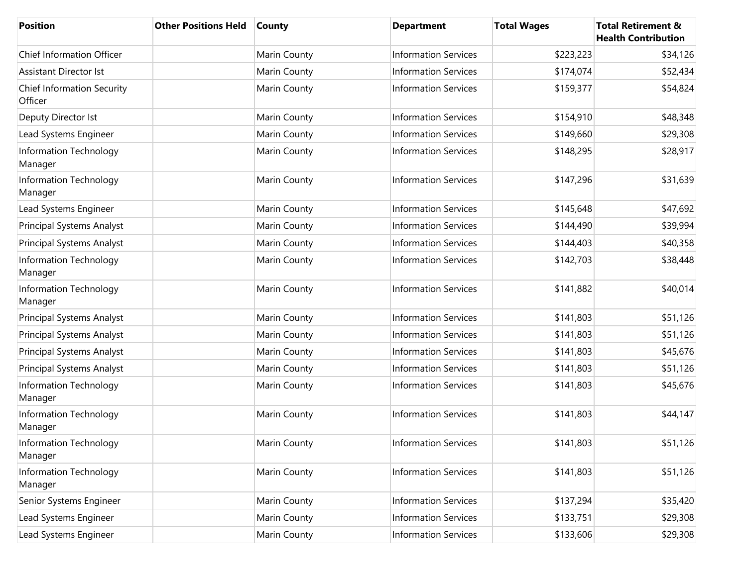| Position | Other Positions Held | County | Department | Total Wages | Total Retirement & Health Contribution |
|---|---|---|---|---|---|
| Chief Information Officer | | Marin County | Information Services | $223,223 | $34,126 |
| Assistant Director Ist | | Marin County | Information Services | $174,074 | $52,434 |
| Chief Information Security Officer | | Marin County | Information Services | $159,377 | $54,824 |
| Deputy Director Ist | | Marin County | Information Services | $154,910 | $48,348 |
| Lead Systems Engineer | | Marin County | Information Services | $149,660 | $29,308 |
| Information Technology Manager | | Marin County | Information Services | $148,295 | $28,917 |
| Information Technology Manager | | Marin County | Information Services | $147,296 | $31,639 |
| Lead Systems Engineer | | Marin County | Information Services | $145,648 | $47,692 |
| Principal Systems Analyst | | Marin County | Information Services | $144,490 | $39,994 |
| Principal Systems Analyst | | Marin County | Information Services | $144,403 | $40,358 |
| Information Technology Manager | | Marin County | Information Services | $142,703 | $38,448 |
| Information Technology Manager | | Marin County | Information Services | $141,882 | $40,014 |
| Principal Systems Analyst | | Marin County | Information Services | $141,803 | $51,126 |
| Principal Systems Analyst | | Marin County | Information Services | $141,803 | $51,126 |
| Principal Systems Analyst | | Marin County | Information Services | $141,803 | $45,676 |
| Principal Systems Analyst | | Marin County | Information Services | $141,803 | $51,126 |
| Information Technology Manager | | Marin County | Information Services | $141,803 | $45,676 |
| Information Technology Manager | | Marin County | Information Services | $141,803 | $44,147 |
| Information Technology Manager | | Marin County | Information Services | $141,803 | $51,126 |
| Information Technology Manager | | Marin County | Information Services | $141,803 | $51,126 |
| Senior Systems Engineer | | Marin County | Information Services | $137,294 | $35,420 |
| Lead Systems Engineer | | Marin County | Information Services | $133,751 | $29,308 |
| Lead Systems Engineer | | Marin County | Information Services | $133,606 | $29,308 |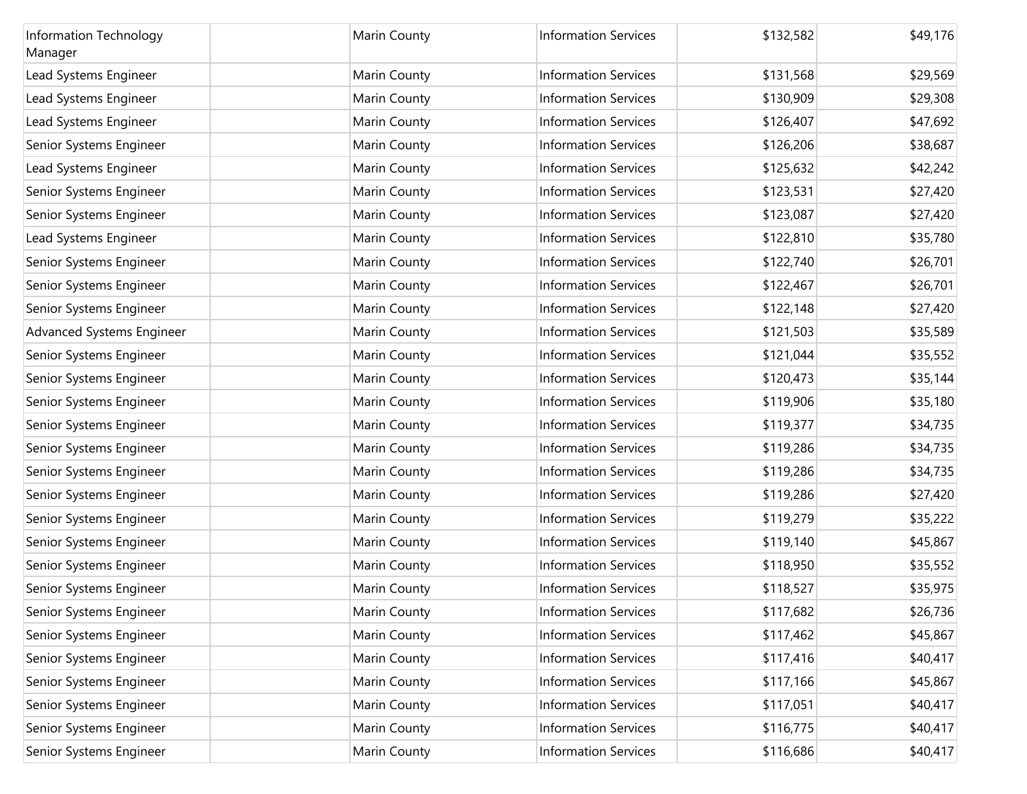| | | | | | |
|---|---|---|---|---|---|
| Information Technology Manager | | Marin County | Information Services | $132,582 | $49,176 |
| Lead Systems Engineer | | Marin County | Information Services | $131,568 | $29,569 |
| Lead Systems Engineer | | Marin County | Information Services | $130,909 | $29,308 |
| Lead Systems Engineer | | Marin County | Information Services | $126,407 | $47,692 |
| Senior Systems Engineer | | Marin County | Information Services | $126,206 | $38,687 |
| Lead Systems Engineer | | Marin County | Information Services | $125,632 | $42,242 |
| Senior Systems Engineer | | Marin County | Information Services | $123,531 | $27,420 |
| Senior Systems Engineer | | Marin County | Information Services | $123,087 | $27,420 |
| Lead Systems Engineer | | Marin County | Information Services | $122,810 | $35,780 |
| Senior Systems Engineer | | Marin County | Information Services | $122,740 | $26,701 |
| Senior Systems Engineer | | Marin County | Information Services | $122,467 | $26,701 |
| Senior Systems Engineer | | Marin County | Information Services | $122,148 | $27,420 |
| Advanced Systems Engineer | | Marin County | Information Services | $121,503 | $35,589 |
| Senior Systems Engineer | | Marin County | Information Services | $121,044 | $35,552 |
| Senior Systems Engineer | | Marin County | Information Services | $120,473 | $35,144 |
| Senior Systems Engineer | | Marin County | Information Services | $119,906 | $35,180 |
| Senior Systems Engineer | | Marin County | Information Services | $119,377 | $34,735 |
| Senior Systems Engineer | | Marin County | Information Services | $119,286 | $34,735 |
| Senior Systems Engineer | | Marin County | Information Services | $119,286 | $34,735 |
| Senior Systems Engineer | | Marin County | Information Services | $119,286 | $27,420 |
| Senior Systems Engineer | | Marin County | Information Services | $119,279 | $35,222 |
| Senior Systems Engineer | | Marin County | Information Services | $119,140 | $45,867 |
| Senior Systems Engineer | | Marin County | Information Services | $118,950 | $35,552 |
| Senior Systems Engineer | | Marin County | Information Services | $118,527 | $35,975 |
| Senior Systems Engineer | | Marin County | Information Services | $117,682 | $26,736 |
| Senior Systems Engineer | | Marin County | Information Services | $117,462 | $45,867 |
| Senior Systems Engineer | | Marin County | Information Services | $117,416 | $40,417 |
| Senior Systems Engineer | | Marin County | Information Services | $117,166 | $45,867 |
| Senior Systems Engineer | | Marin County | Information Services | $117,051 | $40,417 |
| Senior Systems Engineer | | Marin County | Information Services | $116,775 | $40,417 |
| Senior Systems Engineer | | Marin County | Information Services | $116,686 | $40,417 |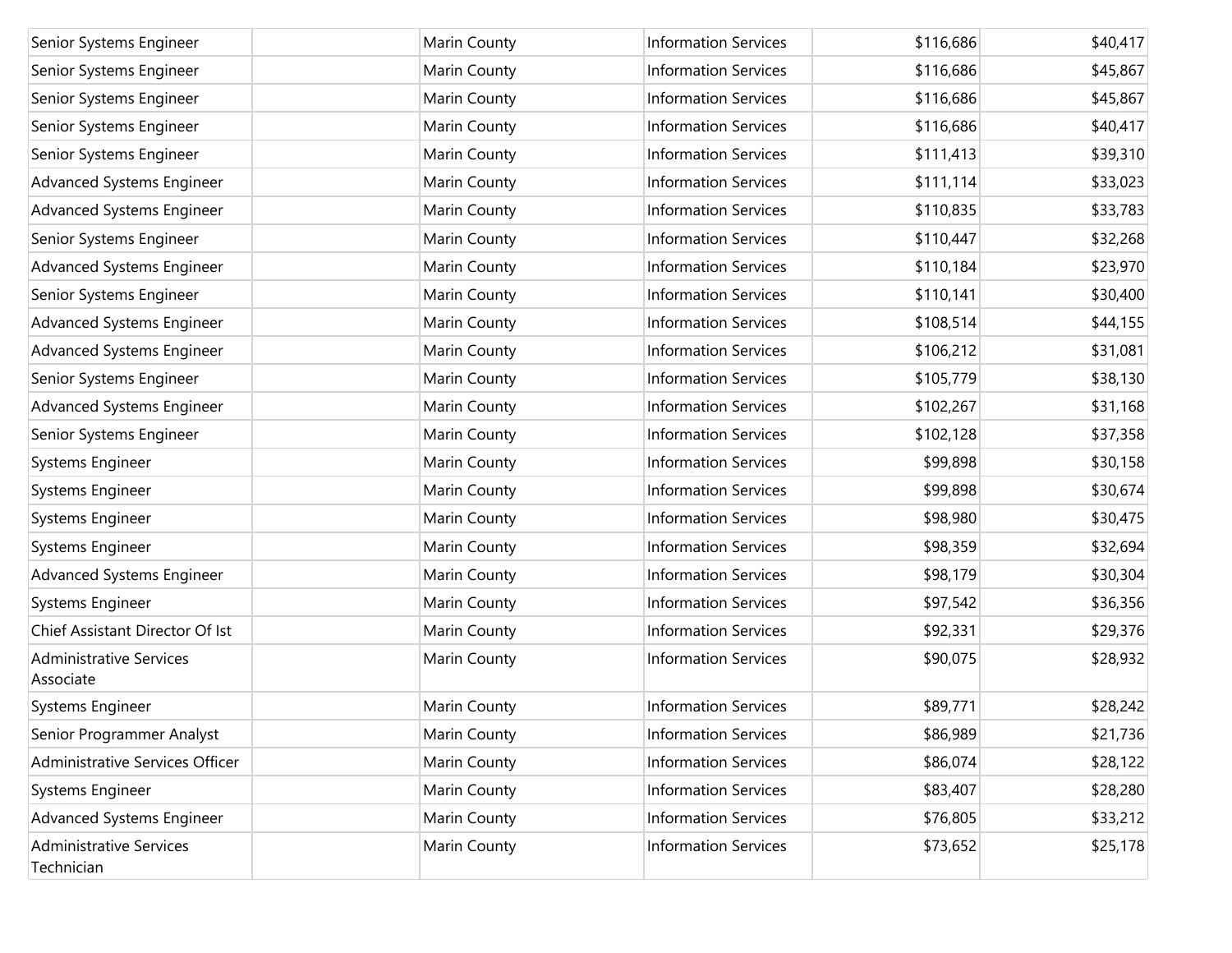| | | | | | |
|---|---|---|---|---|---|
| Senior Systems Engineer | | Marin County | Information Services | $116,686 | $40,417 |
| Senior Systems Engineer | | Marin County | Information Services | $116,686 | $45,867 |
| Senior Systems Engineer | | Marin County | Information Services | $116,686 | $45,867 |
| Senior Systems Engineer | | Marin County | Information Services | $116,686 | $40,417 |
| Senior Systems Engineer | | Marin County | Information Services | $111,413 | $39,310 |
| Advanced Systems Engineer | | Marin County | Information Services | $111,114 | $33,023 |
| Advanced Systems Engineer | | Marin County | Information Services | $110,835 | $33,783 |
| Senior Systems Engineer | | Marin County | Information Services | $110,447 | $32,268 |
| Advanced Systems Engineer | | Marin County | Information Services | $110,184 | $23,970 |
| Senior Systems Engineer | | Marin County | Information Services | $110,141 | $30,400 |
| Advanced Systems Engineer | | Marin County | Information Services | $108,514 | $44,155 |
| Advanced Systems Engineer | | Marin County | Information Services | $106,212 | $31,081 |
| Senior Systems Engineer | | Marin County | Information Services | $105,779 | $38,130 |
| Advanced Systems Engineer | | Marin County | Information Services | $102,267 | $31,168 |
| Senior Systems Engineer | | Marin County | Information Services | $102,128 | $37,358 |
| Systems Engineer | | Marin County | Information Services | $99,898 | $30,158 |
| Systems Engineer | | Marin County | Information Services | $99,898 | $30,674 |
| Systems Engineer | | Marin County | Information Services | $98,980 | $30,475 |
| Systems Engineer | | Marin County | Information Services | $98,359 | $32,694 |
| Advanced Systems Engineer | | Marin County | Information Services | $98,179 | $30,304 |
| Systems Engineer | | Marin County | Information Services | $97,542 | $36,356 |
| Chief Assistant Director Of Ist | | Marin County | Information Services | $92,331 | $29,376 |
| Administrative Services Associate | | Marin County | Information Services | $90,075 | $28,932 |
| Systems Engineer | | Marin County | Information Services | $89,771 | $28,242 |
| Senior Programmer Analyst | | Marin County | Information Services | $86,989 | $21,736 |
| Administrative Services Officer | | Marin County | Information Services | $86,074 | $28,122 |
| Systems Engineer | | Marin County | Information Services | $83,407 | $28,280 |
| Advanced Systems Engineer | | Marin County | Information Services | $76,805 | $33,212 |
| Administrative Services Technician | | Marin County | Information Services | $73,652 | $25,178 |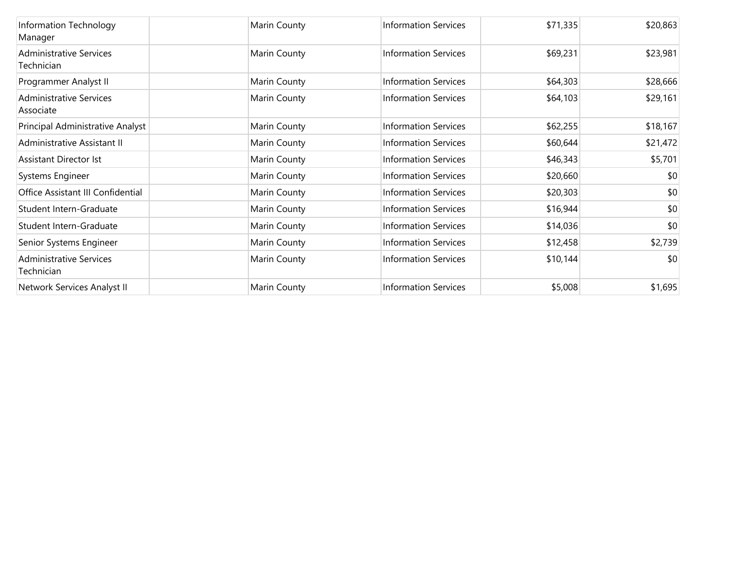| | | | | | |
|---|---|---|---|---|---|
| Information Technology Manager | | Marin County | Information Services | $71,335 | $20,863 |
| Administrative Services Technician | | Marin County | Information Services | $69,231 | $23,981 |
| Programmer Analyst II | | Marin County | Information Services | $64,303 | $28,666 |
| Administrative Services Associate | | Marin County | Information Services | $64,103 | $29,161 |
| Principal Administrative Analyst | | Marin County | Information Services | $62,255 | $18,167 |
| Administrative Assistant II | | Marin County | Information Services | $60,644 | $21,472 |
| Assistant Director Ist | | Marin County | Information Services | $46,343 | $5,701 |
| Systems Engineer | | Marin County | Information Services | $20,660 | $0 |
| Office Assistant III Confidential | | Marin County | Information Services | $20,303 | $0 |
| Student Intern-Graduate | | Marin County | Information Services | $16,944 | $0 |
| Student Intern-Graduate | | Marin County | Information Services | $14,036 | $0 |
| Senior Systems Engineer | | Marin County | Information Services | $12,458 | $2,739 |
| Administrative Services Technician | | Marin County | Information Services | $10,144 | $0 |
| Network Services Analyst II | | Marin County | Information Services | $5,008 | $1,695 |